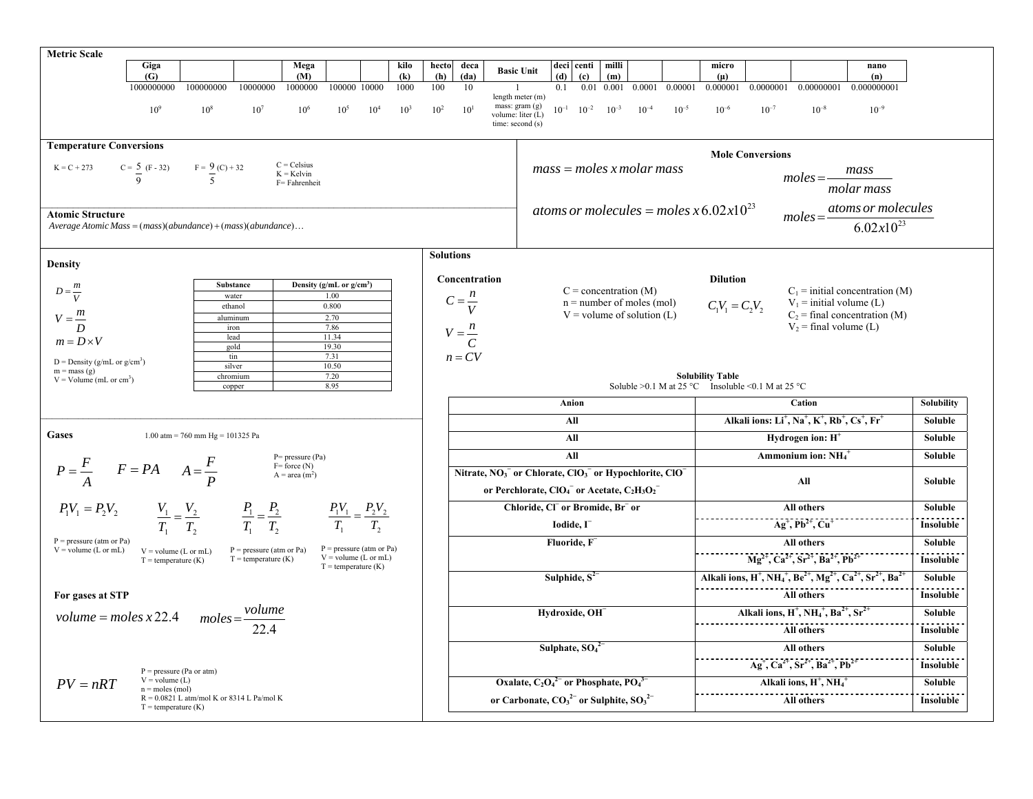## Metric Scale

| Giga (G) | | | Mega (M) | | | kilo (k) | hecto (h) | deca (da) | Basic Unit | deci (d) | centi (c) | milli (m) | | | micro (μ) | | | nano (n) |
|---|---|---|---|---|---|---|---|---|---|---|---|---|---|---|---|---|---|---|
| 1000000000 | 100000000 | 10000000 | 1000000 | 100000 | 10000 | 1000 | 100 | 10 | 1 | 0.1 | 0.01 | 0.001 | 0.0001 | 0.00001 | 0.000001 | 0.0000001 | 0.00000001 | 0.000000001 |
| $10^9$ | $10^8$ | $10^7$ | $10^6$ | $10^5$ | $10^4$ | $10^3$ | $10^2$ | $10^1$ | length meter (m)<br>mass: gram (g)<br>volume: liter (L)<br>time: second (s) | $10^{-1}$ | $10^{-2}$ | $10^{-3}$ | $10^{-4}$ | $10^{-5}$ | $10^{-6}$ | $10^{-7}$ | $10^{-8}$ | $10^{-9}$ |

## Temperature Conversions

$K = C + 273$ $\quad C = \frac{5}{9}(F - 32)$ $\quad F = \frac{9}{5}(C) + 32$

C = Celsius
K = Kelvin
F= Fahrenheit

## Atomic Structure

$Average\ Atomic\ Mass = (mass)(abundance) + (mass)(abundance)\ldots$

## Mole Conversions

$$mass = moles\ x\ molar\ mass \qquad moles = \frac{mass}{molar\ mass}$$

$$atoms\ or\ molecules = moles\ x\ 6.02x10^{23} \qquad moles = \frac{atoms\ or\ molecules}{6.02x10^{23}}$$

## Density

$$D = \frac{m}{V}$$

$$V = \frac{m}{D}$$

$$m = D \times V$$

D = Density (g/mL or g/cm$^3$)
m = mass (g)
V = Volume (mL or cm$^3$)

| Substance | Density (g/mL or g/cm$^3$) |
|---|---|
| water | 1.00 |
| ethanol | 0.800 |
| aluminum | 2.70 |
| iron | 7.86 |
| lead | 11.34 |
| gold | 19.30 |
| tin | 7.31 |
| silver | 10.50 |
| chromium | 7.20 |
| copper | 8.95 |

## Gases

1.00 atm = 760 mm Hg = 101325 Pa

$$P = \frac{F}{A} \qquad F = PA \qquad A = \frac{F}{P}$$

P= pressure (Pa)
F= force (N)
A = area (m$^2$)

$$P_1V_1 = P_2V_2$$

P = pressure (atm or Pa)
V = volume (L or mL)

$$\frac{V_1}{T_1} = \frac{V_2}{T_2}$$

V = volume (L or mL)
T = temperature (K)

$$\frac{P_1}{T_1} = \frac{P_2}{T_2}$$

P = pressure (atm or Pa)
T = temperature (K)

$$\frac{P_1V_1}{T_1} = \frac{P_2V_2}{T_2}$$

P = pressure (atm or Pa)
V = volume (L or mL)
T = temperature (K)

### For gases at STP

$$volume = moles\ x\ 22.4 \qquad moles = \frac{volume}{22.4}$$

$$PV = nRT$$

P = pressure (Pa or atm)
V = volume (L)
n = moles (mol)
R = 0.0821 L atm/mol K or 8314 L Pa/mol K
T = temperature (K)

## Solutions

### Concentration

$$C = \frac{n}{V}$$

$$V = \frac{n}{C}$$

$$n = CV$$

C = concentration (M)
n = number of moles (mol)
V = volume of solution (L)

### Dilution

$$C_1V_1 = C_2V_2$$

$C_1$ = initial concentration (M)
$V_1$ = initial volume (L)
$C_2$ = final concentration (M)
$V_2$ = final volume (L)

### Solubility Table

Soluble >0.1 M at 25 °C Insoluble <0.1 M at 25 °C

| Anion | Cation | Solubility |
|---|---|---|
| All | Alkali ions: $Li^+$, $Na^+$, $K^+$, $Rb^+$, $Cs^+$, $Fr^+$ | Soluble |
| All | Hydrogen ion: $H^+$ | Soluble |
| All | Ammonium ion: $NH_4^+$ | Soluble |
| Nitrate, $NO_3^-$ or Chlorate, $ClO_3^-$ or Hypochlorite, $ClO^-$ or Perchlorate, $ClO_4^-$ or Acetate, $C_2H_3O_2^-$ | All | Soluble |
| Chloride, $Cl^-$ or Bromide, $Br^-$ or Iodide, $I^-$ | All others | Soluble |
| | $Ag^+$, $Pb^{2+}$, $Cu^+$ | Insoluble |
| Fluoride, $F^-$ | All others | Soluble |
| | $Mg^{2+}$, $Ca^{2+}$, $Sr^{2+}$, $Ba^{2+}$, $Pb^{2+}$ | Insoluble |
| Sulphide, $S^{2-}$ | Alkali ions, $H^+$, $NH_4^+$, $Be^{2+}$, $Mg^{2+}$, $Ca^{2+}$, $Sr^{2+}$, $Ba^{2+}$ | Soluble |
| | All others | Insoluble |
| Hydroxide, $OH^-$ | Alkali ions, $H^+$, $NH_4^+$, $Ba^{2+}$, $Sr^{2+}$ | Soluble |
| | All others | Insoluble |
| Sulphate, $SO_4^{2-}$ | All others | Soluble |
| | $Ag^+$, $Ca^{2+}$, $Sr^{2+}$, $Ba^{2+}$, $Pb^{2+}$ | Insoluble |
| Oxalate, $C_2O_4^{2-}$ or Phosphate, $PO_4^{3-}$ or Carbonate, $CO_3^{2-}$ or Sulphite, $SO_3^{2-}$ | Alkali ions, $H^+$, $NH_4^+$ | Soluble |
| | All others | Insoluble |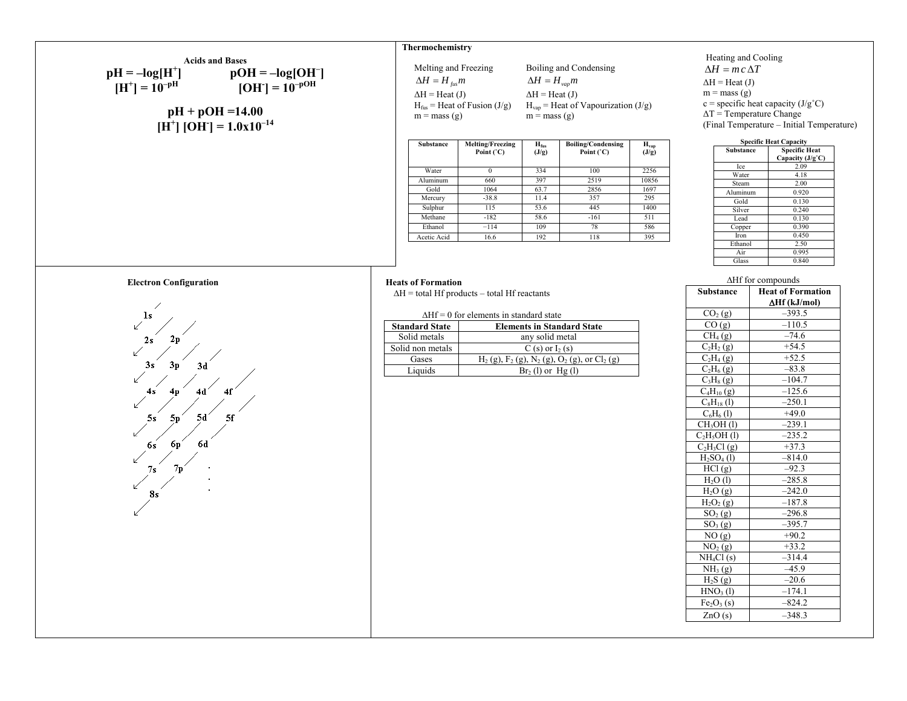## Acids and Bases

$$pH = -\log[H^+] \qquad pOH = -\log[OH^-]$$

$$[H^+] = 10^{-pH} \qquad [OH^-] = 10^{-pOH}$$

$$pH + pOH = 14.00$$

$$[H^+][OH^-] = 1.0 \times 10^{-14}$$

## Thermochemistry

**Melting and Freezing**

$$\Delta H = H_{fus} m$$

$\Delta H$ = Heat (J)
$H_{fus}$ = Heat of Fusion (J/g)
m = mass (g)

**Boiling and Condensing**

$$\Delta H = H_{vap} m$$

$\Delta H$ = Heat (J)
$H_{vap}$ = Heat of Vapourization (J/g)
m = mass (g)

**Heating and Cooling**

$$\Delta H = m c \Delta T$$

$\Delta H$ = Heat (J)
m = mass (g)
c = specific heat capacity (J/g˚C)
$\Delta T$ = Temperature Change
(Final Temperature – Initial Temperature)

| Substance | Melting/Freezing Point (˚C) | $H_{fus}$ (J/g) | Boiling/Condensing Point (˚C) | $H_{vap}$ (J/g) |
|---|---|---|---|---|
| Water | 0 | 334 | 100 | 2256 |
| Aluminum | 660 | 397 | 2519 | 10856 |
| Gold | 1064 | 63.7 | 2856 | 1697 |
| Mercury | -38.8 | 11.4 | 357 | 295 |
| Sulphur | 115 | 53.6 | 445 | 1400 |
| Methane | -182 | 58.6 | -161 | 511 |
| Ethanol | –114 | 109 | 78 | 586 |
| Acetic Acid | 16.6 | 192 | 118 | 395 |

**Specific Heat Capacity**

| Substance | Specific Heat Capacity (J/g˚C) |
|---|---|
| Ice | 2.09 |
| Water | 4.18 |
| Steam | 2.00 |
| Aluminum | 0.920 |
| Gold | 0.130 |
| Silver | 0.240 |
| Lead | 0.130 |
| Copper | 0.390 |
| Iron | 0.450 |
| Ethanol | 2.50 |
| Air | 0.995 |
| Glass | 0.840 |

## Electron Configuration

1s
2s 2p
3s 3p 3d
4s 4p 4d 4f
5s 5p 5d 5f
6s 6p 6d
7s 7p
8s

## Heats of Formation

$\Delta H$ = total Hf products – total Hf reactants

$\Delta Hf = 0$ for elements in standard state

| Standard State | Elements in Standard State |
|---|---|
| Solid metals | any solid metal |
| Solid non metals | C (s) or $I_2$ (s) |
| Gases | $H_2$ (g), $F_2$ (g), $N_2$ (g), $O_2$ (g), or $Cl_2$ (g) |
| Liquids | $Br_2$ (l) or Hg (l) |

$\Delta Hf$ for compounds

| Substance | Heat of Formation $\Delta Hf$ (kJ/mol) |
|---|---|
| $CO_2$ (g) | –393.5 |
| CO (g) | –110.5 |
| $CH_4$ (g) | –74.6 |
| $C_2H_2$ (g) | +54.5 |
| $C_2H_4$ (g) | +52.5 |
| $C_2H_6$ (g) | –83.8 |
| $C_3H_8$ (g) | –104.7 |
| $C_4H_{10}$ (g) | –125.6 |
| $C_8H_{18}$ (l) | –250.1 |
| $C_6H_6$ (l) | +49.0 |
| $CH_3OH$ (l) | –239.1 |
| $C_2H_5OH$ (l) | –235.2 |
| $C_2H_3Cl$ (g) | +37.3 |
| $H_2SO_4$ (l) | –814.0 |
| HCl (g) | –92.3 |
| $H_2O$ (l) | –285.8 |
| $H_2O$ (g) | –242.0 |
| $H_2O_2$ (g) | –187.8 |
| $SO_2$ (g) | –296.8 |
| $SO_3$ (g) | –395.7 |
| NO (g) | +90.2 |
| $NO_2$ (g) | +33.2 |
| $NH_4Cl$ (s) | –314.4 |
| $NH_3$ (g) | –45.9 |
| $H_2S$ (g) | –20.6 |
| $HNO_3$ (l) | –174.1 |
| $Fe_2O_3$ (s) | –824.2 |
| ZnO (s) | –348.3 |